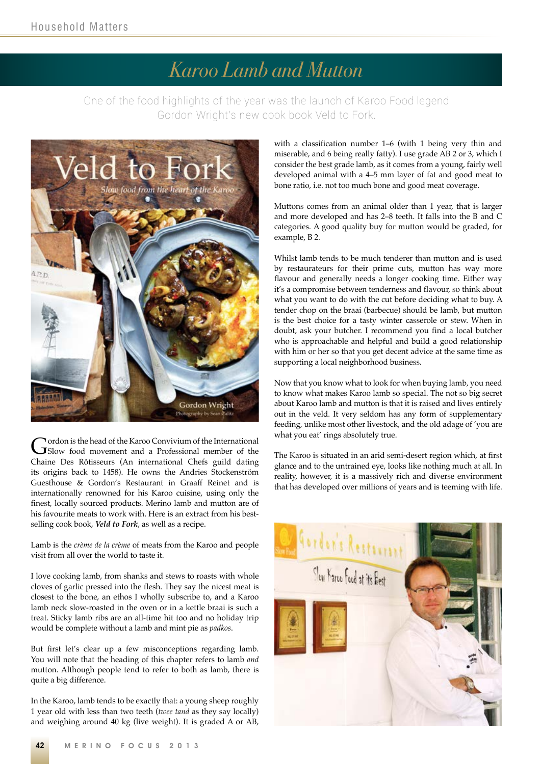# Karoo Lamb and Mutton

One of the food highlights of the year was the launch of Karoo Food legend Gordon Wright's new cook book Veld to Fork.

Gordon is the head of the Karoo Convivium of the International Slow food movement and a Professional member of the Chaine Des Rôtisseurs (An international Chefs guild dating its origins back to 1458). He owns the Andries Stockenström Guesthouse & Gordon's Restaurant in Graaff Reinet and is internationally renowned for his Karoo cuisine, using only the finest, locally sourced products. Merino lamb and mutton are of his favourite meats to work with. Here is an extract from his best-selling cook book, ***Veld to Fork***, as well as a recipe.

Lamb is the *crème de la crème* of meats from the Karoo and people visit from all over the world to taste it.

I love cooking lamb, from shanks and stews to roasts with whole cloves of garlic pressed into the flesh. They say the nicest meat is closest to the bone, an ethos I wholly subscribe to, and a Karoo lamb neck slow-roasted in the oven or in a kettle braai is such a treat. Sticky lamb ribs are an all-time hit too and no holiday trip would be complete without a lamb and mint pie as *padkos*.

But first let's clear up a few misconceptions regarding lamb. You will note that the heading of this chapter refers to lamb *and* mutton. Although people tend to refer to both as lamb, there is quite a big difference.

In the Karoo, lamb tends to be exactly that: a young sheep roughly 1 year old with less than two teeth (*twee tand* as they say locally) and weighing around 40 kg (live weight). It is graded A or AB, with a classification number 1–6 (with 1 being very thin and miserable, and 6 being really fatty). I use grade AB 2 or 3, which I consider the best grade lamb, as it comes from a young, fairly well developed animal with a 4–5 mm layer of fat and good meat to bone ratio, i.e. not too much bone and good meat coverage.

Muttons comes from an animal older than 1 year, that is larger and more developed and has 2–8 teeth. It falls into the B and C categories. A good quality buy for mutton would be graded, for example, B 2.

Whilst lamb tends to be much tenderer than mutton and is used by restaurateurs for their prime cuts, mutton has way more flavour and generally needs a longer cooking time. Either way it's a compromise between tenderness and flavour, so think about what you want to do with the cut before deciding what to buy. A tender chop on the braai (barbecue) should be lamb, but mutton is the best choice for a tasty winter casserole or stew. When in doubt, ask your butcher. I recommend you find a local butcher who is approachable and helpful and build a good relationship with him or her so that you get decent advice at the same time as supporting a local neighborhood business.

Now that you know what to look for when buying lamb, you need to know what makes Karoo lamb so special. The not so big secret about Karoo lamb and mutton is that it is raised and lives entirely out in the veld. It very seldom has any form of supplementary feeding, unlike most other livestock, and the old adage of 'you are what you eat' rings absolutely true.

The Karoo is situated in an arid semi-desert region which, at first glance and to the untrained eye, looks like nothing much at all. In reality, however, it is a massively rich and diverse environment that has developed over millions of years and is teeming with life.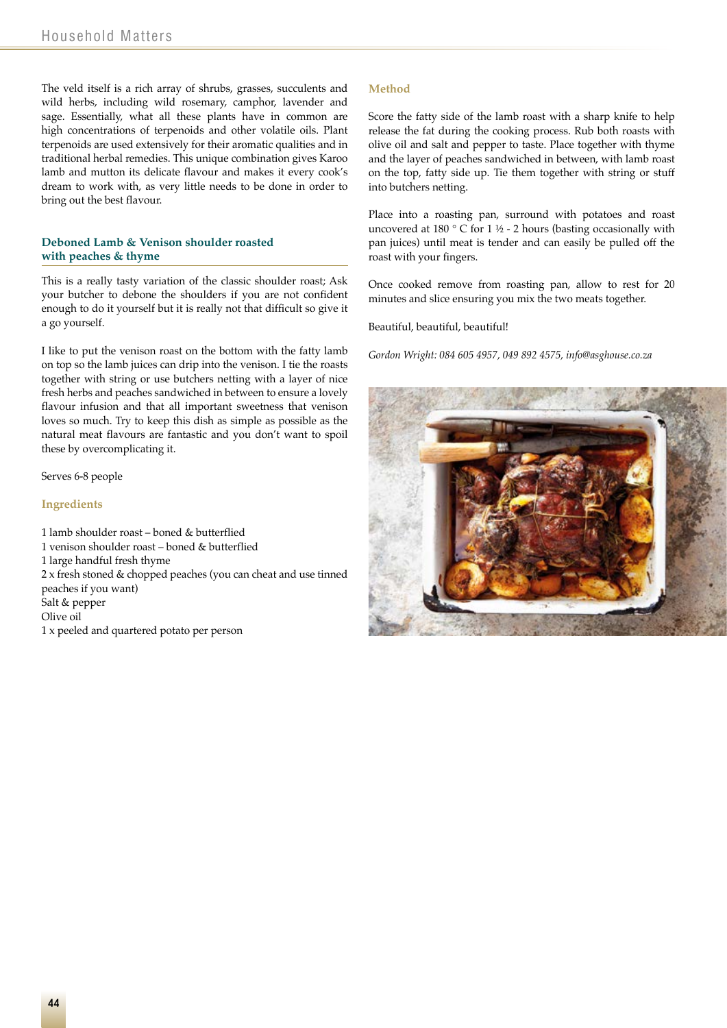The veld itself is a rich array of shrubs, grasses, succulents and wild herbs, including wild rosemary, camphor, lavender and sage. Essentially, what all these plants have in common are high concentrations of terpenoids and other volatile oils. Plant terpenoids are used extensively for their aromatic qualities and in traditional herbal remedies. This unique combination gives Karoo lamb and mutton its delicate flavour and makes it every cook's dream to work with, as very little needs to be done in order to bring out the best flavour.

## Deboned Lamb & Venison shoulder roasted with peaches & thyme

This is a really tasty variation of the classic shoulder roast; Ask your butcher to debone the shoulders if you are not confident enough to do it yourself but it is really not that difficult so give it a go yourself.

I like to put the venison roast on the bottom with the fatty lamb on top so the lamb juices can drip into the venison. I tie the roasts together with string or use butchers netting with a layer of nice fresh herbs and peaches sandwiched in between to ensure a lovely flavour infusion and that all important sweetness that venison loves so much. Try to keep this dish as simple as possible as the natural meat flavours are fantastic and you don't want to spoil these by overcomplicating it.

Serves 6-8 people

### Ingredients

1 lamb shoulder roast – boned & butterflied
1 venison shoulder roast – boned & butterflied
1 large handful fresh thyme
2 x fresh stoned & chopped peaches (you can cheat and use tinned peaches if you want)
Salt & pepper
Olive oil
1 x peeled and quartered potato per person

### Method

Score the fatty side of the lamb roast with a sharp knife to help release the fat during the cooking process. Rub both roasts with olive oil and salt and pepper to taste. Place together with thyme and the layer of peaches sandwiched in between, with lamb roast on the top, fatty side up. Tie them together with string or stuff into butchers netting.

Place into a roasting pan, surround with potatoes and roast uncovered at 180 ° C for 1 ½ - 2 hours (basting occasionally with pan juices) until meat is tender and can easily be pulled off the roast with your fingers.

Once cooked remove from roasting pan, allow to rest for 20 minutes and slice ensuring you mix the two meats together.

Beautiful, beautiful, beautiful!

*Gordon Wright: 084 605 4957, 049 892 4575, info@asghouse.co.za*